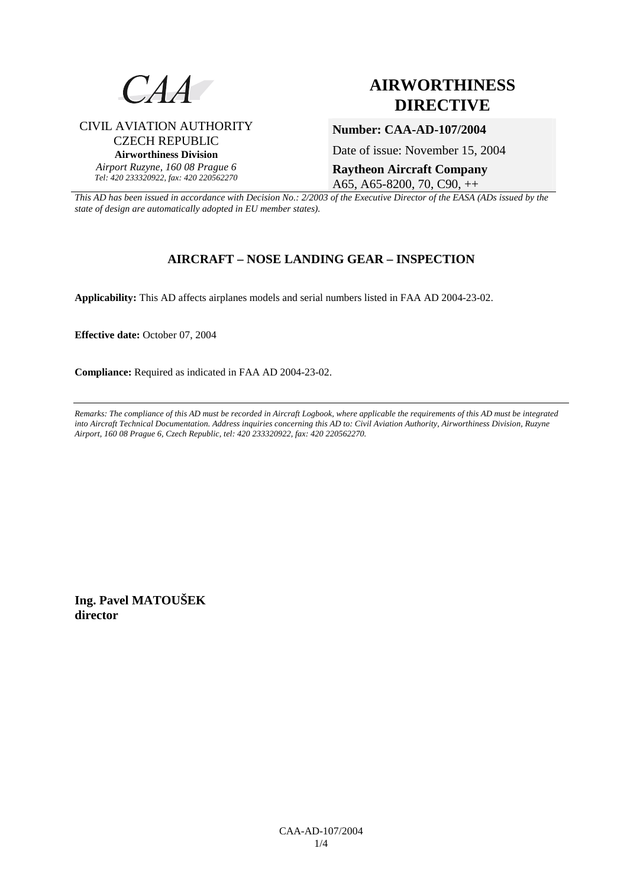CAA

CIVIL AVIATION AUTHORITY
CZECH REPUBLIC
**Airworthiness Division**
*Airport Ruzyne, 160 08 Prague 6*
*Tel: 420 233320922, fax: 420 220562270*

# AIRWORTHINESS DIRECTIVE

**Number: CAA-AD-107/2004**

Date of issue: November 15, 2004

**Raytheon Aircraft Company**
A65, A65-8200, 70, C90, ++

*This AD has been issued in accordance with Decision No.: 2/2003 of the Executive Director of the EASA (ADs issued by the state of design are automatically adopted in EU member states).*

## AIRCRAFT – NOSE LANDING GEAR – INSPECTION

**Applicability:** This AD affects airplanes models and serial numbers listed in FAA AD 2004-23-02.

**Effective date:** October 07, 2004

**Compliance:** Required as indicated in FAA AD 2004-23-02.

---

*Remarks: The compliance of this AD must be recorded in Aircraft Logbook, where applicable the requirements of this AD must be integrated into Aircraft Technical Documentation. Address inquiries concerning this AD to: Civil Aviation Authority, Airworthiness Division, Ruzyne Airport, 160 08 Prague 6, Czech Republic, tel: 420 233320922, fax: 420 220562270.*

**Ing. Pavel MATOUŠEK**
**director**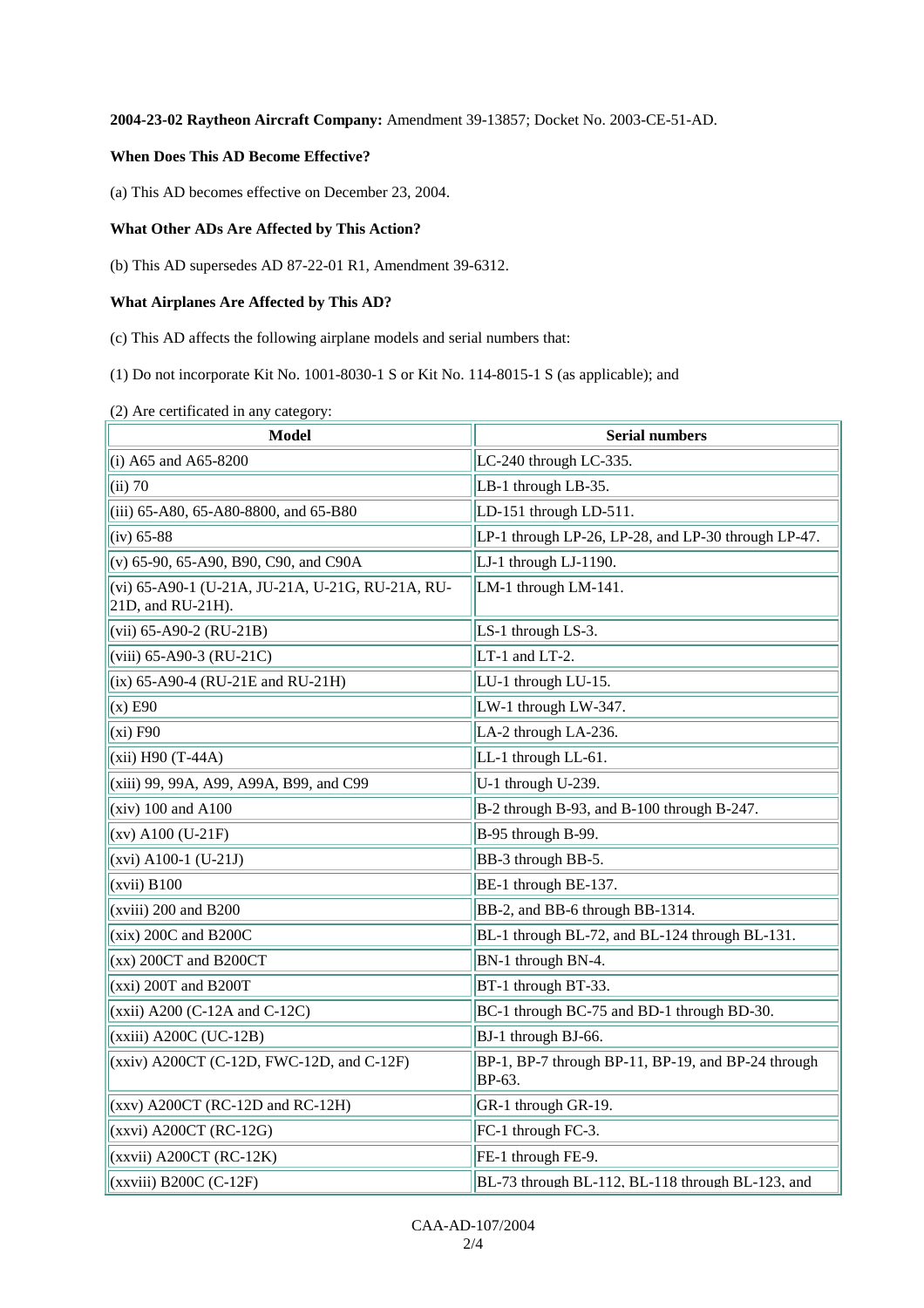**2004-23-02 Raytheon Aircraft Company:** Amendment 39-13857; Docket No. 2003-CE-51-AD.

### When Does This AD Become Effective?

(a) This AD becomes effective on December 23, 2004.

### What Other ADs Are Affected by This Action?

(b) This AD supersedes AD 87-22-01 R1, Amendment 39-6312.

### What Airplanes Are Affected by This AD?

(c) This AD affects the following airplane models and serial numbers that:

(1) Do not incorporate Kit No. 1001-8030-1 S or Kit No. 114-8015-1 S (as applicable); and

(2) Are certificated in any category:

| Model | Serial numbers |
|---|---|
| (i) A65 and A65-8200 | LC-240 through LC-335. |
| (ii) 70 | LB-1 through LB-35. |
| (iii) 65-A80, 65-A80-8800, and 65-B80 | LD-151 through LD-511. |
| (iv) 65-88 | LP-1 through LP-26, LP-28, and LP-30 through LP-47. |
| (v) 65-90, 65-A90, B90, C90, and C90A | LJ-1 through LJ-1190. |
| (vi) 65-A90-1 (U-21A, JU-21A, U-21G, RU-21A, RU-21D, and RU-21H). | LM-1 through LM-141. |
| (vii) 65-A90-2 (RU-21B) | LS-1 through LS-3. |
| (viii) 65-A90-3 (RU-21C) | LT-1 and LT-2. |
| (ix) 65-A90-4 (RU-21E and RU-21H) | LU-1 through LU-15. |
| (x) E90 | LW-1 through LW-347. |
| (xi) F90 | LA-2 through LA-236. |
| (xii) H90 (T-44A) | LL-1 through LL-61. |
| (xiii) 99, 99A, A99, A99A, B99, and C99 | U-1 through U-239. |
| (xiv) 100 and A100 | B-2 through B-93, and B-100 through B-247. |
| (xv) A100 (U-21F) | B-95 through B-99. |
| (xvi) A100-1 (U-21J) | BB-3 through BB-5. |
| (xvii) B100 | BE-1 through BE-137. |
| (xviii) 200 and B200 | BB-2, and BB-6 through BB-1314. |
| (xix) 200C and B200C | BL-1 through BL-72, and BL-124 through BL-131. |
| (xx) 200CT and B200CT | BN-1 through BN-4. |
| (xxi) 200T and B200T | BT-1 through BT-33. |
| (xxii) A200 (C-12A and C-12C) | BC-1 through BC-75 and BD-1 through BD-30. |
| (xxiii) A200C (UC-12B) | BJ-1 through BJ-66. |
| (xxiv) A200CT (C-12D, FWC-12D, and C-12F) | BP-1, BP-7 through BP-11, BP-19, and BP-24 through BP-63. |
| (xxv) A200CT (RC-12D and RC-12H) | GR-1 through GR-19. |
| (xxvi) A200CT (RC-12G) | FC-1 through FC-3. |
| (xxvii) A200CT (RC-12K) | FE-1 through FE-9. |
| (xxviii) B200C (C-12F) | BL-73 through BL-112, BL-118 through BL-123, and |

CAA-AD-107/2004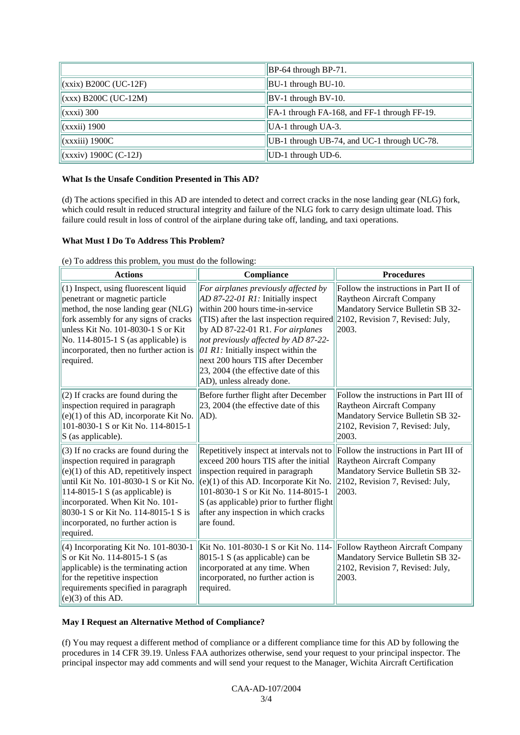| | |
|---|---|
| | BP-64 through BP-71. |
| (xxix) B200C (UC-12F) | BU-1 through BU-10. |
| (xxx) B200C (UC-12M) | BV-1 through BV-10. |
| (xxxi) 300 | FA-1 through FA-168, and FF-1 through FF-19. |
| (xxxii) 1900 | UA-1 through UA-3. |
| (xxxiii) 1900C | UB-1 through UB-74, and UC-1 through UC-78. |
| (xxxiv) 1900C (C-12J) | UD-1 through UD-6. |

**What Is the Unsafe Condition Presented in This AD?**

(d) The actions specified in this AD are intended to detect and correct cracks in the nose landing gear (NLG) fork, which could result in reduced structural integrity and failure of the NLG fork to carry design ultimate load. This failure could result in loss of control of the airplane during take off, landing, and taxi operations.

**What Must I Do To Address This Problem?**

(e) To address this problem, you must do the following:

| Actions | Compliance | Procedures |
|---|---|---|
| (1) Inspect, using fluorescent liquid penetrant or magnetic particle method, the nose landing gear (NLG) fork assembly for any signs of cracks unless Kit No. 101-8030-1 S or Kit No. 114-8015-1 S (as applicable) is incorporated, then no further action is required. | *For airplanes previously affected by AD 87-22-01 R1:* Initially inspect within 200 hours time-in-service (TIS) after the last inspection required by AD 87-22-01 R1. *For airplanes not previously affected by AD 87-22-01 R1:* Initially inspect within the next 200 hours TIS after December 23, 2004 (the effective date of this AD), unless already done. | Follow the instructions in Part II of Raytheon Aircraft Company Mandatory Service Bulletin SB 32-2102, Revision 7, Revised: July, 2003. |
| (2) If cracks are found during the inspection required in paragraph (e)(1) of this AD, incorporate Kit No. 101-8030-1 S or Kit No. 114-8015-1 S (as applicable). | Before further flight after December 23, 2004 (the effective date of this AD). | Follow the instructions in Part III of Raytheon Aircraft Company Mandatory Service Bulletin SB 32-2102, Revision 7, Revised: July, 2003. |
| (3) If no cracks are found during the inspection required in paragraph (e)(1) of this AD, repetitively inspect until Kit No. 101-8030-1 S or Kit No. 114-8015-1 S (as applicable) is incorporated. When Kit No. 101-8030-1 S or Kit No. 114-8015-1 S is incorporated, no further action is required. | Repetitively inspect at intervals not to exceed 200 hours TIS after the initial inspection required in paragraph (e)(1) of this AD. Incorporate Kit No. 101-8030-1 S or Kit No. 114-8015-1 S (as applicable) prior to further flight after any inspection in which cracks are found. | Follow the instructions in Part III of Raytheon Aircraft Company Mandatory Service Bulletin SB 32-2102, Revision 7, Revised: July, 2003. |
| (4) Incorporating Kit No. 101-8030-1 S or Kit No. 114-8015-1 S (as applicable) is the terminating action for the repetitive inspection requirements specified in paragraph (e)(3) of this AD. | Kit No. 101-8030-1 S or Kit No. 114-8015-1 S (as applicable) can be incorporated at any time. When incorporated, no further action is required. | Follow Raytheon Aircraft Company Mandatory Service Bulletin SB 32-2102, Revision 7, Revised: July, 2003. |

**May I Request an Alternative Method of Compliance?**

(f) You may request a different method of compliance or a different compliance time for this AD by following the procedures in 14 CFR 39.19. Unless FAA authorizes otherwise, send your request to your principal inspector. The principal inspector may add comments and will send your request to the Manager, Wichita Aircraft Certification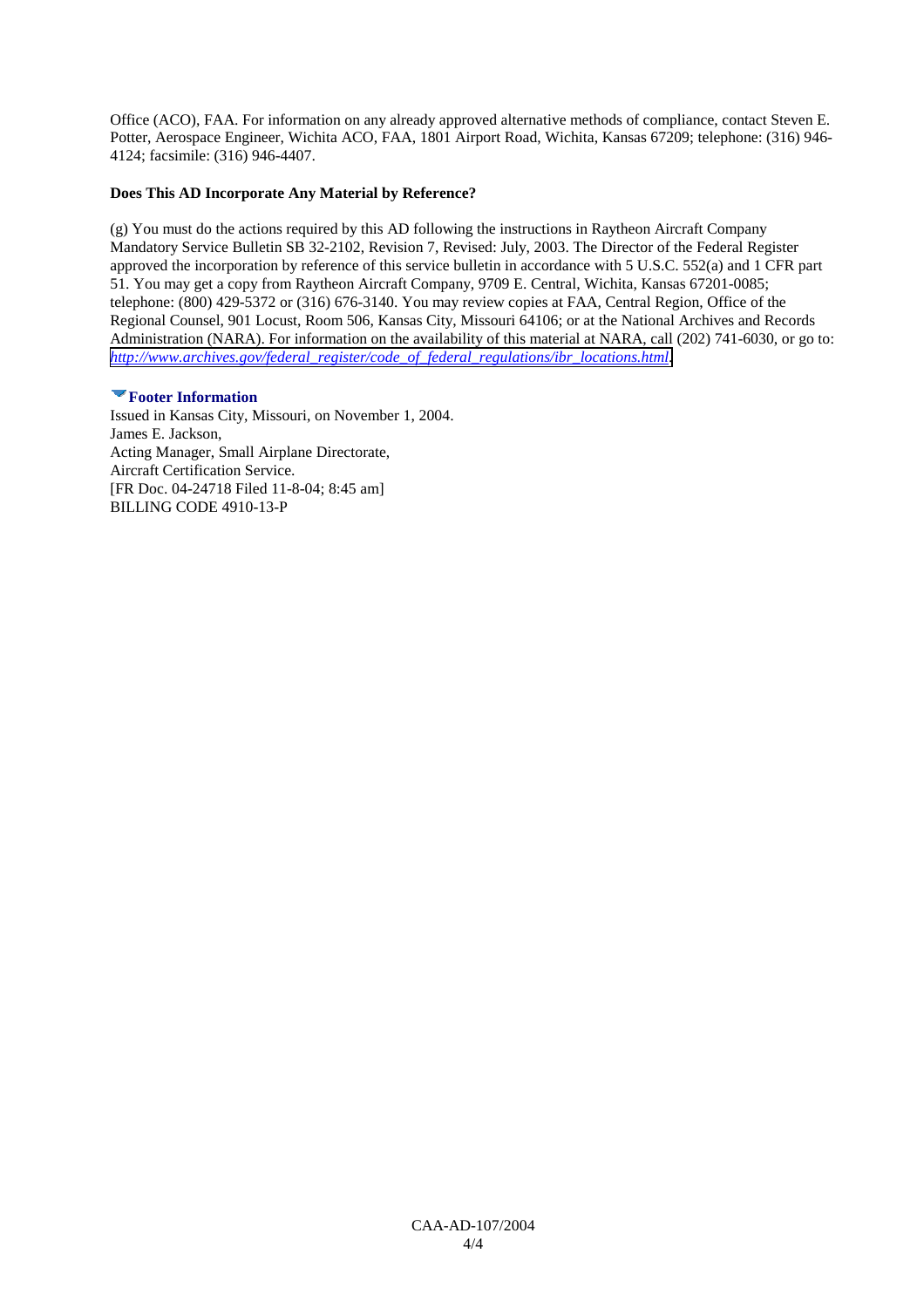Office (ACO), FAA. For information on any already approved alternative methods of compliance, contact Steven E. Potter, Aerospace Engineer, Wichita ACO, FAA, 1801 Airport Road, Wichita, Kansas 67209; telephone: (316) 946-4124; facsimile: (316) 946-4407.

**Does This AD Incorporate Any Material by Reference?**

(g) You must do the actions required by this AD following the instructions in Raytheon Aircraft Company Mandatory Service Bulletin SB 32-2102, Revision 7, Revised: July, 2003. The Director of the Federal Register approved the incorporation by reference of this service bulletin in accordance with 5 U.S.C. 552(a) and 1 CFR part 51. You may get a copy from Raytheon Aircraft Company, 9709 E. Central, Wichita, Kansas 67201-0085; telephone: (800) 429-5372 or (316) 676-3140. You may review copies at FAA, Central Region, Office of the Regional Counsel, 901 Locust, Room 506, Kansas City, Missouri 64106; or at the National Archives and Records Administration (NARA). For information on the availability of this material at NARA, call (202) 741-6030, or go to: *http://www.archives.gov/federal_register/code_of_federal_regulations/ibr_locations.html*.

**Footer Information**

Issued in Kansas City, Missouri, on November 1, 2004.
James E. Jackson,
Acting Manager, Small Airplane Directorate,
Aircraft Certification Service.
[FR Doc. 04-24718 Filed 11-8-04; 8:45 am]
BILLING CODE 4910-13-P

CAA-AD-107/2004